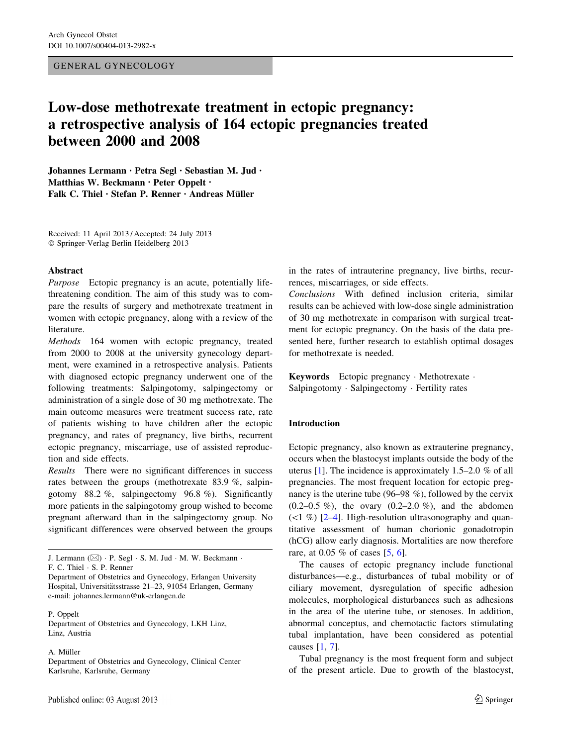GENERAL GYNECOLOGY

# Low-dose methotrexate treatment in ectopic pregnancy: a retrospective analysis of 164 ectopic pregnancies treated between 2000 and 2008

**Johannes Lermann · Petra Segl · Sebastian M. Jud · Matthias W. Beckmann · Peter Oppelt · Falk C. Thiel · Stefan P. Renner · Andreas Müller**

Received: 11 April 2013 / Accepted: 24 July 2013
© Springer-Verlag Berlin Heidelberg 2013

## Abstract

*Purpose* Ectopic pregnancy is an acute, potentially life-threatening condition. The aim of this study was to compare the results of surgery and methotrexate treatment in women with ectopic pregnancy, along with a review of the literature.

*Methods* 164 women with ectopic pregnancy, treated from 2000 to 2008 at the university gynecology department, were examined in a retrospective analysis. Patients with diagnosed ectopic pregnancy underwent one of the following treatments: Salpingotomy, salpingectomy or administration of a single dose of 30 mg methotrexate. The main outcome measures were treatment success rate, rate of patients wishing to have children after the ectopic pregnancy, and rates of pregnancy, live births, recurrent ectopic pregnancy, miscarriage, use of assisted reproduction and side effects.

*Results* There were no significant differences in success rates between the groups (methotrexate 83.9 %, salpingotomy 88.2 %, salpingectomy 96.8 %). Significantly more patients in the salpingotomy group wished to become pregnant afterward than in the salpingectomy group. No significant differences were observed between the groups in the rates of intrauterine pregnancy, live births, recurrences, miscarriages, or side effects.

*Conclusions* With defined inclusion criteria, similar results can be achieved with low-dose single administration of 30 mg methotrexate in comparison with surgical treatment for ectopic pregnancy. On the basis of the data presented here, further research to establish optimal dosages for methotrexate is needed.

**Keywords** Ectopic pregnancy · Methotrexate · Salpingotomy · Salpingectomy · Fertility rates

J. Lermann (✉) · P. Segl · S. M. Jud · M. W. Beckmann · F. C. Thiel · S. P. Renner
Department of Obstetrics and Gynecology, Erlangen University Hospital, Universitätsstrasse 21–23, 91054 Erlangen, Germany
e-mail: johannes.lermann@uk-erlangen.de

P. Oppelt
Department of Obstetrics and Gynecology, LKH Linz, Linz, Austria

A. Müller
Department of Obstetrics and Gynecology, Clinical Center Karlsruhe, Karlsruhe, Germany

## Introduction

Ectopic pregnancy, also known as extrauterine pregnancy, occurs when the blastocyst implants outside the body of the uterus [1]. The incidence is approximately 1.5–2.0 % of all pregnancies. The most frequent location for ectopic pregnancy is the uterine tube (96–98 %), followed by the cervix (0.2–0.5 %), the ovary (0.2–2.0 %), and the abdomen (<1 %) [2–4]. High-resolution ultrasonography and quantitative assessment of human chorionic gonadotropin (hCG) allow early diagnosis. Mortalities are now therefore rare, at 0.05 % of cases [5, 6].

The causes of ectopic pregnancy include functional disturbances—e.g., disturbances of tubal mobility or of ciliary movement, dysregulation of specific adhesion molecules, morphological disturbances such as adhesions in the area of the uterine tube, or stenoses. In addition, abnormal conceptus, and chemotactic factors stimulating tubal implantation, have been considered as potential causes [1, 7].

Tubal pregnancy is the most frequent form and subject of the present article. Due to growth of the blastocyst,

Published online: 03 August 2013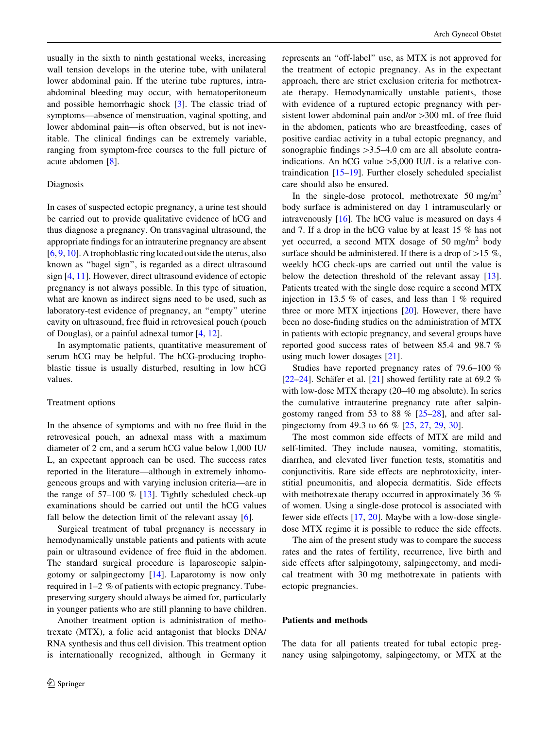usually in the sixth to ninth gestational weeks, increasing wall tension develops in the uterine tube, with unilateral lower abdominal pain. If the uterine tube ruptures, intra-abdominal bleeding may occur, with hematoperitoneum and possible hemorrhagic shock [3]. The classic triad of symptoms—absence of menstruation, vaginal spotting, and lower abdominal pain—is often observed, but is not inevitable. The clinical findings can be extremely variable, ranging from symptom-free courses to the full picture of acute abdomen [8].

## Diagnosis

In cases of suspected ectopic pregnancy, a urine test should be carried out to provide qualitative evidence of hCG and thus diagnose a pregnancy. On transvaginal ultrasound, the appropriate findings for an intrauterine pregnancy are absent [6, 9, 10]. A trophoblastic ring located outside the uterus, also known as "bagel sign", is regarded as a direct ultrasound sign [4, 11]. However, direct ultrasound evidence of ectopic pregnancy is not always possible. In this type of situation, what are known as indirect signs need to be used, such as laboratory-test evidence of pregnancy, an "empty" uterine cavity on ultrasound, free fluid in retrovesical pouch (pouch of Douglas), or a painful adnexal tumor [4, 12].

In asymptomatic patients, quantitative measurement of serum hCG may be helpful. The hCG-producing trophoblastic tissue is usually disturbed, resulting in low hCG values.

## Treatment options

In the absence of symptoms and with no free fluid in the retrovesical pouch, an adnexal mass with a maximum diameter of 2 cm, and a serum hCG value below 1,000 IU/L, an expectant approach can be used. The success rates reported in the literature—although in extremely inhomogeneous groups and with varying inclusion criteria—are in the range of 57–100 % [13]. Tightly scheduled check-up examinations should be carried out until the hCG values fall below the detection limit of the relevant assay [6].

Surgical treatment of tubal pregnancy is necessary in hemodynamically unstable patients and patients with acute pain or ultrasound evidence of free fluid in the abdomen. The standard surgical procedure is laparoscopic salpingotomy or salpingectomy [14]. Laparotomy is now only required in 1–2 % of patients with ectopic pregnancy. Tube-preserving surgery should always be aimed for, particularly in younger patients who are still planning to have children.

Another treatment option is administration of methotrexate (MTX), a folic acid antagonist that blocks DNA/RNA synthesis and thus cell division. This treatment option is internationally recognized, although in Germany it represents an "off-label" use, as MTX is not approved for the treatment of ectopic pregnancy. As in the expectant approach, there are strict exclusion criteria for methotrexate therapy. Hemodynamically unstable patients, those with evidence of a ruptured ectopic pregnancy with persistent lower abdominal pain and/or >300 mL of free fluid in the abdomen, patients who are breastfeeding, cases of positive cardiac activity in a tubal ectopic pregnancy, and sonographic findings >3.5–4.0 cm are all absolute contraindications. An hCG value >5,000 IU/L is a relative contraindication [15–19]. Further closely scheduled specialist care should also be ensured.

In the single-dose protocol, methotrexate 50 mg/m$^2$ body surface is administered on day 1 intramuscularly or intravenously [16]. The hCG value is measured on days 4 and 7. If a drop in the hCG value by at least 15 % has not yet occurred, a second MTX dosage of 50 mg/m$^2$ body surface should be administered. If there is a drop of >15 %, weekly hCG check-ups are carried out until the value is below the detection threshold of the relevant assay [13]. Patients treated with the single dose require a second MTX injection in 13.5 % of cases, and less than 1 % required three or more MTX injections [20]. However, there have been no dose-finding studies on the administration of MTX in patients with ectopic pregnancy, and several groups have reported good success rates of between 85.4 and 98.7 % using much lower dosages [21].

Studies have reported pregnancy rates of 79.6–100 % [22–24]. Schäfer et al. [21] showed fertility rate at 69.2 % with low-dose MTX therapy (20–40 mg absolute). In series the cumulative intrauterine pregnancy rate after salpingostomy ranged from 53 to 88 % [25–28], and after salpingectomy from 49.3 to 66 % [25, 27, 29, 30].

The most common side effects of MTX are mild and self-limited. They include nausea, vomiting, stomatitis, diarrhea, and elevated liver function tests, stomatitis and conjunctivitis. Rare side effects are nephrotoxicity, interstitial pneumonitis, and alopecia dermatitis. Side effects with methotrexate therapy occurred in approximately 36 % of women. Using a single-dose protocol is associated with fewer side effects [17, 20]. Maybe with a low-dose single-dose MTX regime it is possible to reduce the side effects.

The aim of the present study was to compare the success rates and the rates of fertility, recurrence, live birth and side effects after salpingotomy, salpingectomy, and medical treatment with 30 mg methotrexate in patients with ectopic pregnancies.

# Patients and methods

The data for all patients treated for tubal ectopic pregnancy using salpingotomy, salpingectomy, or MTX at the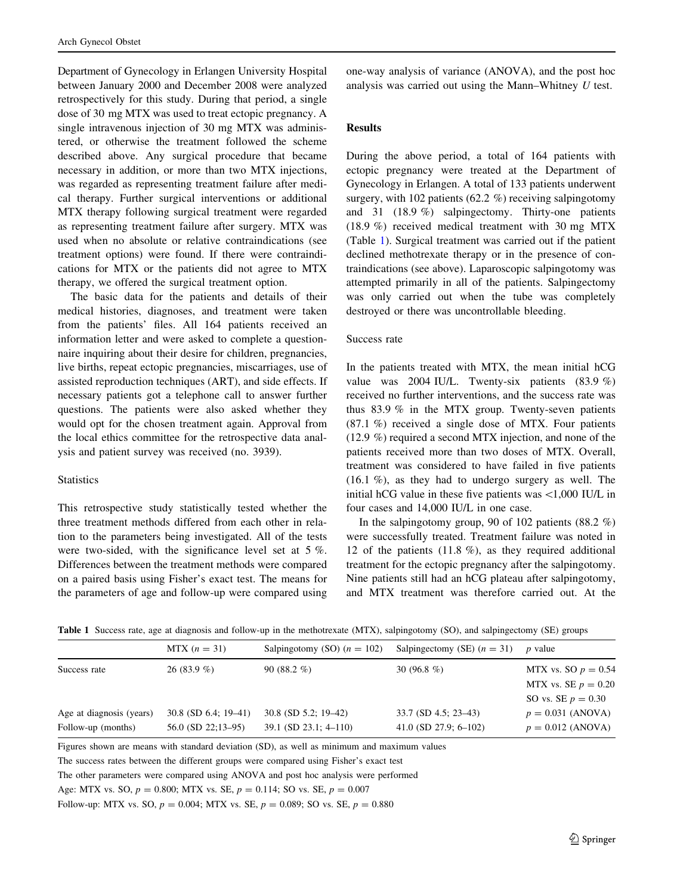Department of Gynecology in Erlangen University Hospital between January 2000 and December 2008 were analyzed retrospectively for this study. During that period, a single dose of 30 mg MTX was used to treat ectopic pregnancy. A single intravenous injection of 30 mg MTX was administered, or otherwise the treatment followed the scheme described above. Any surgical procedure that became necessary in addition, or more than two MTX injections, was regarded as representing treatment failure after medical therapy. Further surgical interventions or additional MTX therapy following surgical treatment were regarded as representing treatment failure after surgery. MTX was used when no absolute or relative contraindications (see treatment options) were found. If there were contraindications for MTX or the patients did not agree to MTX therapy, we offered the surgical treatment option.

The basic data for the patients and details of their medical histories, diagnoses, and treatment were taken from the patients' files. All 164 patients received an information letter and were asked to complete a questionnaire inquiring about their desire for children, pregnancies, live births, repeat ectopic pregnancies, miscarriages, use of assisted reproduction techniques (ART), and side effects. If necessary patients got a telephone call to answer further questions. The patients were also asked whether they would opt for the chosen treatment again. Approval from the local ethics committee for the retrospective data analysis and patient survey was received (no. 3939).

### Statistics

This retrospective study statistically tested whether the three treatment methods differed from each other in relation to the parameters being investigated. All of the tests were two-sided, with the significance level set at 5 %. Differences between the treatment methods were compared on a paired basis using Fisher's exact test. The means for the parameters of age and follow-up were compared using one-way analysis of variance (ANOVA), and the post hoc analysis was carried out using the Mann–Whitney *U* test.

## Results

During the above period, a total of 164 patients with ectopic pregnancy were treated at the Department of Gynecology in Erlangen. A total of 133 patients underwent surgery, with 102 patients (62.2 %) receiving salpingotomy and 31 (18.9 %) salpingectomy. Thirty-one patients (18.9 %) received medical treatment with 30 mg MTX (Table 1). Surgical treatment was carried out if the patient declined methotrexate therapy or in the presence of contraindications (see above). Laparoscopic salpingotomy was attempted primarily in all of the patients. Salpingectomy was only carried out when the tube was completely destroyed or there was uncontrollable bleeding.

### Success rate

In the patients treated with MTX, the mean initial hCG value was 2004 IU/L. Twenty-six patients (83.9 %) received no further interventions, and the success rate was thus 83.9 % in the MTX group. Twenty-seven patients (87.1 %) received a single dose of MTX. Four patients (12.9 %) required a second MTX injection, and none of the patients received more than two doses of MTX. Overall, treatment was considered to have failed in five patients (16.1 %), as they had to undergo surgery as well. The initial hCG value in these five patients was <1,000 IU/L in four cases and 14,000 IU/L in one case.

In the salpingotomy group, 90 of 102 patients (88.2 %) were successfully treated. Treatment failure was noted in 12 of the patients (11.8 %), as they required additional treatment for the ectopic pregnancy after the salpingotomy. Nine patients still had an hCG plateau after salpingotomy, and MTX treatment was therefore carried out. At the

**Table 1** Success rate, age at diagnosis and follow-up in the methotrexate (MTX), salpingotomy (SO), and salpingectomy (SE) groups

| | MTX ($n = 31$) | Salpingotomy (SO) ($n = 102$) | Salpingectomy (SE) ($n = 31$) | *p* value |
|---|---|---|---|---|
| Success rate | 26 (83.9 %) | 90 (88.2 %) | 30 (96.8 %) | MTX vs. SO $p = 0.54$ |
| | | | | MTX vs. SE $p = 0.20$ |
| | | | | SO vs. SE $p = 0.30$ |
| Age at diagnosis (years) | 30.8 (SD 6.4; 19–41) | 30.8 (SD 5.2; 19–42) | 33.7 (SD 4.5; 23–43) | $p = 0.031$ (ANOVA) |
| Follow-up (months) | 56.0 (SD 22;13–95) | 39.1 (SD 23.1; 4–110) | 41.0 (SD 27.9; 6–102) | $p = 0.012$ (ANOVA) |

Figures shown are means with standard deviation (SD), as well as minimum and maximum values

The success rates between the different groups were compared using Fisher's exact test

The other parameters were compared using ANOVA and post hoc analysis were performed

Age: MTX vs. SO, $p = 0.800$; MTX vs. SE, $p = 0.114$; SO vs. SE, $p = 0.007$

Follow-up: MTX vs. SO, $p = 0.004$; MTX vs. SE, $p = 0.089$; SO vs. SE, $p = 0.880$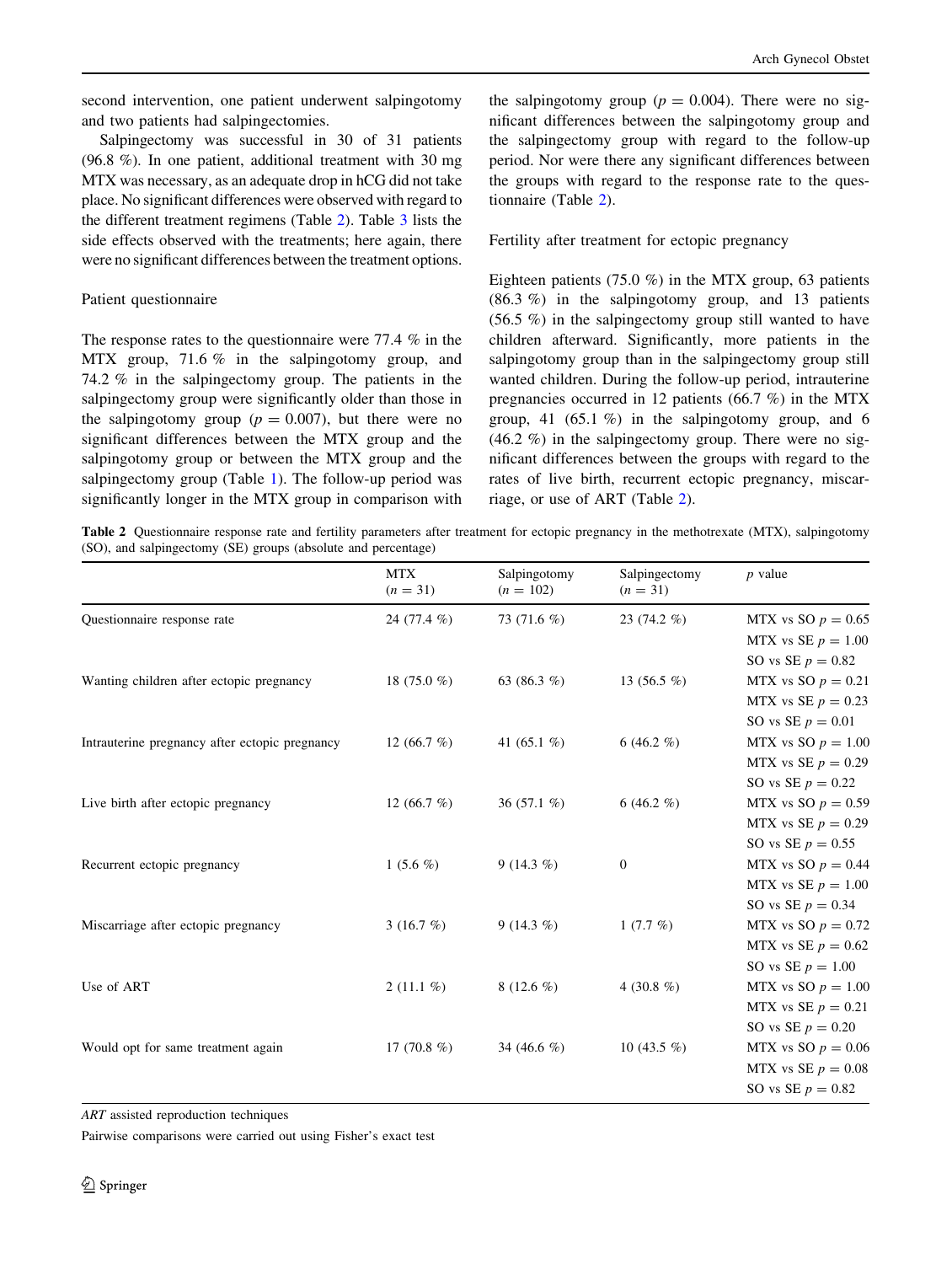second intervention, one patient underwent salpingotomy and two patients had salpingectomies.

Salpingectomy was successful in 30 of 31 patients (96.8 %). In one patient, additional treatment with 30 mg MTX was necessary, as an adequate drop in hCG did not take place. No significant differences were observed with regard to the different treatment regimens (Table 2). Table 3 lists the side effects observed with the treatments; here again, there were no significant differences between the treatment options.

### Patient questionnaire

The response rates to the questionnaire were 77.4 % in the MTX group, 71.6 % in the salpingotomy group, and 74.2 % in the salpingectomy group. The patients in the salpingectomy group were significantly older than those in the salpingotomy group ($p = 0.007$), but there were no significant differences between the MTX group and the salpingotomy group or between the MTX group and the salpingectomy group (Table 1). The follow-up period was significantly longer in the MTX group in comparison with the salpingotomy group ($p = 0.004$). There were no significant differences between the salpingotomy group and the salpingectomy group with regard to the follow-up period. Nor were there any significant differences between the groups with regard to the response rate to the questionnaire (Table 2).

### Fertility after treatment for ectopic pregnancy

Eighteen patients (75.0 %) in the MTX group, 63 patients (86.3 %) in the salpingotomy group, and 13 patients (56.5 %) in the salpingectomy group still wanted to have children afterward. Significantly, more patients in the salpingotomy group than in the salpingectomy group still wanted children. During the follow-up period, intrauterine pregnancies occurred in 12 patients (66.7 %) in the MTX group, 41 (65.1 %) in the salpingotomy group, and 6 (46.2 %) in the salpingectomy group. There were no significant differences between the groups with regard to the rates of live birth, recurrent ectopic pregnancy, miscarriage, or use of ART (Table 2).

**Table 2** Questionnaire response rate and fertility parameters after treatment for ectopic pregnancy in the methotrexate (MTX), salpingotomy (SO), and salpingectomy (SE) groups (absolute and percentage)

| | MTX ($n = 31$) | Salpingotomy ($n = 102$) | Salpingectomy ($n = 31$) | $p$ value |
|---|---|---|---|---|
| Questionnaire response rate | 24 (77.4 %) | 73 (71.6 %) | 23 (74.2 %) | MTX vs SO $p = 0.65$ |
| | | | | MTX vs SE $p = 1.00$ |
| | | | | SO vs SE $p = 0.82$ |
| Wanting children after ectopic pregnancy | 18 (75.0 %) | 63 (86.3 %) | 13 (56.5 %) | MTX vs SO $p = 0.21$ |
| | | | | MTX vs SE $p = 0.23$ |
| | | | | SO vs SE $p = 0.01$ |
| Intrauterine pregnancy after ectopic pregnancy | 12 (66.7 %) | 41 (65.1 %) | 6 (46.2 %) | MTX vs SO $p = 1.00$ |
| | | | | MTX vs SE $p = 0.29$ |
| | | | | SO vs SE $p = 0.22$ |
| Live birth after ectopic pregnancy | 12 (66.7 %) | 36 (57.1 %) | 6 (46.2 %) | MTX vs SO $p = 0.59$ |
| | | | | MTX vs SE $p = 0.29$ |
| | | | | SO vs SE $p = 0.55$ |
| Recurrent ectopic pregnancy | 1 (5.6 %) | 9 (14.3 %) | 0 | MTX vs SO $p = 0.44$ |
| | | | | MTX vs SE $p = 1.00$ |
| | | | | SO vs SE $p = 0.34$ |
| Miscarriage after ectopic pregnancy | 3 (16.7 %) | 9 (14.3 %) | 1 (7.7 %) | MTX vs SO $p = 0.72$ |
| | | | | MTX vs SE $p = 0.62$ |
| | | | | SO vs SE $p = 1.00$ |
| Use of ART | 2 (11.1 %) | 8 (12.6 %) | 4 (30.8 %) | MTX vs SO $p = 1.00$ |
| | | | | MTX vs SE $p = 0.21$ |
| | | | | SO vs SE $p = 0.20$ |
| Would opt for same treatment again | 17 (70.8 %) | 34 (46.6 %) | 10 (43.5 %) | MTX vs SO $p = 0.06$ |
| | | | | MTX vs SE $p = 0.08$ |
| | | | | SO vs SE $p = 0.82$ |

*ART* assisted reproduction techniques

Pairwise comparisons were carried out using Fisher's exact test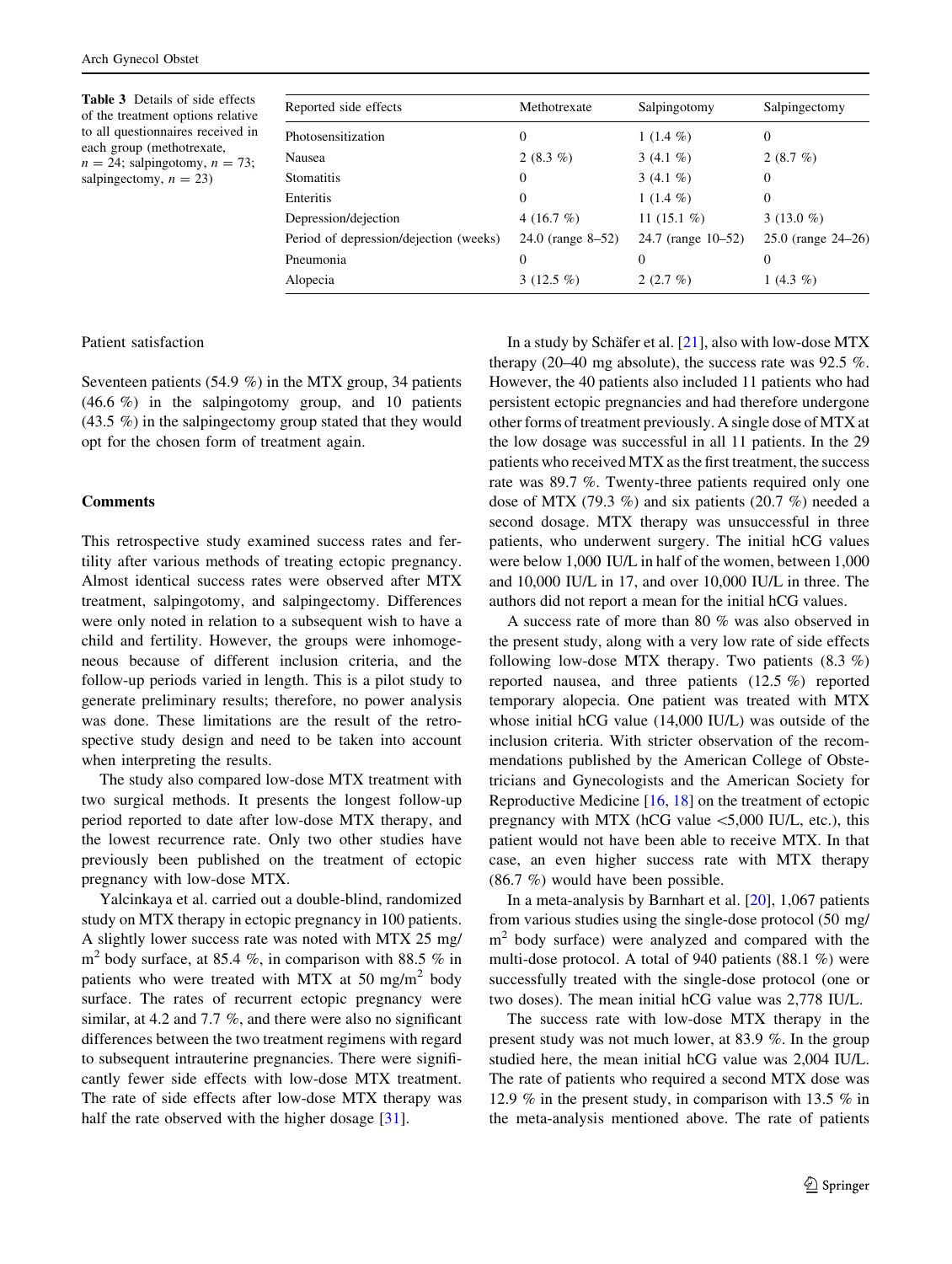**Table 3** Details of side effects of the treatment options relative to all questionnaires received in each group (methotrexate, $n = 24$; salpingotomy, $n = 73$; salpingectomy, $n = 23$)

| Reported side effects | Methotrexate | Salpingotomy | Salpingectomy |
|---|---|---|---|
| Photosensitization | 0 | 1 (1.4 %) | 0 |
| Nausea | 2 (8.3 %) | 3 (4.1 %) | 2 (8.7 %) |
| Stomatitis | 0 | 3 (4.1 %) | 0 |
| Enteritis | 0 | 1 (1.4 %) | 0 |
| Depression/dejection | 4 (16.7 %) | 11 (15.1 %) | 3 (13.0 %) |
| Period of depression/dejection (weeks) | 24.0 (range 8–52) | 24.7 (range 10–52) | 25.0 (range 24–26) |
| Pneumonia | 0 | 0 | 0 |
| Alopecia | 3 (12.5 %) | 2 (2.7 %) | 1 (4.3 %) |

Patient satisfaction

Seventeen patients (54.9 %) in the MTX group, 34 patients (46.6 %) in the salpingotomy group, and 10 patients (43.5 %) in the salpingectomy group stated that they would opt for the chosen form of treatment again.

## Comments

This retrospective study examined success rates and fertility after various methods of treating ectopic pregnancy. Almost identical success rates were observed after MTX treatment, salpingotomy, and salpingectomy. Differences were only noted in relation to a subsequent wish to have a child and fertility. However, the groups were inhomogeneous because of different inclusion criteria, and the follow-up periods varied in length. This is a pilot study to generate preliminary results; therefore, no power analysis was done. These limitations are the result of the retrospective study design and need to be taken into account when interpreting the results.

The study also compared low-dose MTX treatment with two surgical methods. It presents the longest follow-up period reported to date after low-dose MTX therapy, and the lowest recurrence rate. Only two other studies have previously been published on the treatment of ectopic pregnancy with low-dose MTX.

Yalcinkaya et al. carried out a double-blind, randomized study on MTX therapy in ectopic pregnancy in 100 patients. A slightly lower success rate was noted with MTX 25 mg/m$^2$ body surface, at 85.4 %, in comparison with 88.5 % in patients who were treated with MTX at 50 mg/m$^2$ body surface. The rates of recurrent ectopic pregnancy were similar, at 4.2 and 7.7 %, and there were also no significant differences between the two treatment regimens with regard to subsequent intrauterine pregnancies. There were significantly fewer side effects with low-dose MTX treatment. The rate of side effects after low-dose MTX therapy was half the rate observed with the higher dosage [31].

In a study by Schäfer et al. [21], also with low-dose MTX therapy (20–40 mg absolute), the success rate was 92.5 %. However, the 40 patients also included 11 patients who had persistent ectopic pregnancies and had therefore undergone other forms of treatment previously. A single dose of MTX at the low dosage was successful in all 11 patients. In the 29 patients who received MTX as the first treatment, the success rate was 89.7 %. Twenty-three patients required only one dose of MTX (79.3 %) and six patients (20.7 %) needed a second dosage. MTX therapy was unsuccessful in three patients, who underwent surgery. The initial hCG values were below 1,000 IU/L in half of the women, between 1,000 and 10,000 IU/L in 17, and over 10,000 IU/L in three. The authors did not report a mean for the initial hCG values.

A success rate of more than 80 % was also observed in the present study, along with a very low rate of side effects following low-dose MTX therapy. Two patients (8.3 %) reported nausea, and three patients (12.5 %) reported temporary alopecia. One patient was treated with MTX whose initial hCG value (14,000 IU/L) was outside of the inclusion criteria. With stricter observation of the recommendations published by the American College of Obstetricians and Gynecologists and the American Society for Reproductive Medicine [16, 18] on the treatment of ectopic pregnancy with MTX (hCG value <5,000 IU/L, etc.), this patient would not have been able to receive MTX. In that case, an even higher success rate with MTX therapy (86.7 %) would have been possible.

In a meta-analysis by Barnhart et al. [20], 1,067 patients from various studies using the single-dose protocol (50 mg/m$^2$ body surface) were analyzed and compared with the multi-dose protocol. A total of 940 patients (88.1 %) were successfully treated with the single-dose protocol (one or two doses). The mean initial hCG value was 2,778 IU/L.

The success rate with low-dose MTX therapy in the present study was not much lower, at 83.9 %. In the group studied here, the mean initial hCG value was 2,004 IU/L. The rate of patients who required a second MTX dose was 12.9 % in the present study, in comparison with 13.5 % in the meta-analysis mentioned above. The rate of patients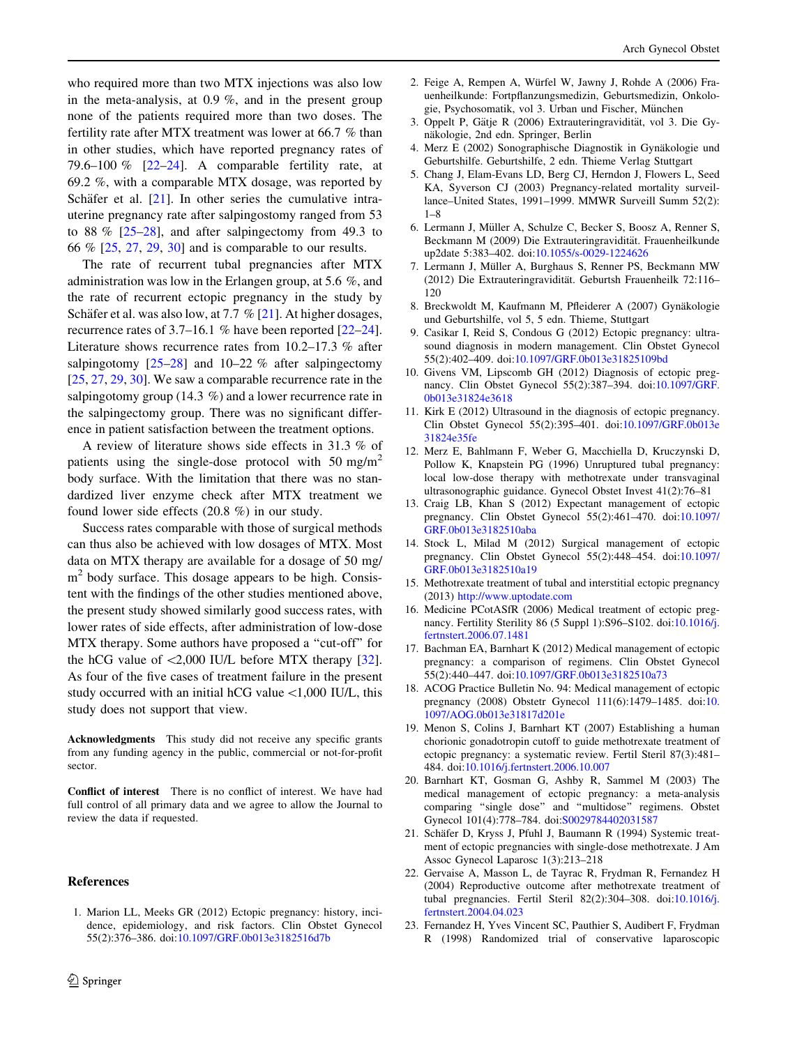who required more than two MTX injections was also low in the meta-analysis, at 0.9 %, and in the present group none of the patients required more than two doses. The fertility rate after MTX treatment was lower at 66.7 % than in other studies, which have reported pregnancy rates of 79.6–100 % [22–24]. A comparable fertility rate, at 69.2 %, with a comparable MTX dosage, was reported by Schäfer et al. [21]. In other series the cumulative intrauterine pregnancy rate after salpingostomy ranged from 53 to 88 % [25–28], and after salpingectomy from 49.3 to 66 % [25, 27, 29, 30] and is comparable to our results.

The rate of recurrent tubal pregnancies after MTX administration was low in the Erlangen group, at 5.6 %, and the rate of recurrent ectopic pregnancy in the study by Schäfer et al. was also low, at 7.7 % [21]. At higher dosages, recurrence rates of 3.7–16.1 % have been reported [22–24]. Literature shows recurrence rates from 10.2–17.3 % after salpingotomy [25–28] and 10–22 % after salpingectomy [25, 27, 29, 30]. We saw a comparable recurrence rate in the salpingotomy group (14.3 %) and a lower recurrence rate in the salpingectomy group. There was no significant difference in patient satisfaction between the treatment options.

A review of literature shows side effects in 31.3 % of patients using the single-dose protocol with 50 mg/m$^2$ body surface. With the limitation that there was no standardized liver enzyme check after MTX treatment we found lower side effects (20.8 %) in our study.

Success rates comparable with those of surgical methods can thus also be achieved with low dosages of MTX. Most data on MTX therapy are available for a dosage of 50 mg/m$^2$ body surface. This dosage appears to be high. Consistent with the findings of the other studies mentioned above, the present study showed similarly good success rates, with lower rates of side effects, after administration of low-dose MTX therapy. Some authors have proposed a "cut-off" for the hCG value of <2,000 IU/L before MTX therapy [32]. As four of the five cases of treatment failure in the present study occurred with an initial hCG value <1,000 IU/L, this study does not support that view.

**Acknowledgments** This study did not receive any specific grants from any funding agency in the public, commercial or not-for-profit sector.

**Conflict of interest** There is no conflict of interest. We have had full control of all primary data and we agree to allow the Journal to review the data if requested.

## References

1. Marion LL, Meeks GR (2012) Ectopic pregnancy: history, incidence, epidemiology, and risk factors. Clin Obstet Gynecol 55(2):376–386. doi:10.1097/GRF.0b013e3182516d7b
2. Feige A, Rempen A, Würfel W, Jawny J, Rohde A (2006) Frauenheilkunde: Fortpflanzungsmedizin, Geburtsmedizin, Onkologie, Psychosomatik, vol 3. Urban und Fischer, München
3. Oppelt P, Gätje R (2006) Extrauteringravidität, vol 3. Die Gynäkologie, 2nd edn. Springer, Berlin
4. Merz E (2002) Sonographische Diagnostik in Gynäkologie und Geburtshilfe. Geburtshilfe, 2 edn. Thieme Verlag Stuttgart
5. Chang J, Elam-Evans LD, Berg CJ, Herndon J, Flowers L, Seed KA, Syverson CJ (2003) Pregnancy-related mortality surveillance–United States, 1991–1999. MMWR Surveill Summ 52(2): 1–8
6. Lermann J, Müller A, Schulze C, Becker S, Boosz A, Renner S, Beckmann M (2009) Die Extrauteringravidität. Frauenheilkunde up2date 5:383–402. doi:10.1055/s-0029-1224626
7. Lermann J, Müller A, Burghaus S, Renner PS, Beckmann MW (2012) Die Extrauteringravidität. Geburtsh Frauenheilk 72:116–120
8. Breckwoldt M, Kaufmann M, Pfleiderer A (2007) Gynäkologie und Geburtshilfe, vol 5, 5 edn. Thieme, Stuttgart
9. Casikar I, Reid S, Condous G (2012) Ectopic pregnancy: ultrasound diagnosis in modern management. Clin Obstet Gynecol 55(2):402–409. doi:10.1097/GRF.0b013e31825109bd
10. Givens VM, Lipscomb GH (2012) Diagnosis of ectopic pregnancy. Clin Obstet Gynecol 55(2):387–394. doi:10.1097/GRF.0b013e31824e3618
11. Kirk E (2012) Ultrasound in the diagnosis of ectopic pregnancy. Clin Obstet Gynecol 55(2):395–401. doi:10.1097/GRF.0b013e31824e35fe
12. Merz E, Bahlmann F, Weber G, Macchiella D, Kruczynski D, Pollow K, Knapstein PG (1996) Unruptured tubal pregnancy: local low-dose therapy with methotrexate under transvaginal ultrasonographic guidance. Gynecol Obstet Invest 41(2):76–81
13. Craig LB, Khan S (2012) Expectant management of ectopic pregnancy. Clin Obstet Gynecol 55(2):461–470. doi:10.1097/GRF.0b013e3182510aba
14. Stock L, Milad M (2012) Surgical management of ectopic pregnancy. Clin Obstet Gynecol 55(2):448–454. doi:10.1097/GRF.0b013e3182510a19
15. Methotrexate treatment of tubal and interstitial ectopic pregnancy (2013) http://www.uptodate.com
16. Medicine PCotASfR (2006) Medical treatment of ectopic pregnancy. Fertility Sterility 86 (5 Suppl 1):S96–S102. doi:10.1016/j.fertnstert.2006.07.1481
17. Bachman EA, Barnhart K (2012) Medical management of ectopic pregnancy: a comparison of regimens. Clin Obstet Gynecol 55(2):440–447. doi:10.1097/GRF.0b013e3182510a73
18. ACOG Practice Bulletin No. 94: Medical management of ectopic pregnancy (2008) Obstetr Gynecol 111(6):1479–1485. doi:10.1097/AOG.0b013e31817d201e
19. Menon S, Colins J, Barnhart KT (2007) Establishing a human chorionic gonadotropin cutoff to guide methotrexate treatment of ectopic pregnancy: a systematic review. Fertil Steril 87(3):481–484. doi:10.1016/j.fertnstert.2006.10.007
20. Barnhart KT, Gosman G, Ashby R, Sammel M (2003) The medical management of ectopic pregnancy: a meta-analysis comparing "single dose" and "multidose" regimens. Obstet Gynecol 101(4):778–784. doi:S0029784402031587
21. Schäfer D, Kryss J, Pfuhl J, Baumann R (1994) Systemic treatment of ectopic pregnancies with single-dose methotrexate. J Am Assoc Gynecol Laparosc 1(3):213–218
22. Gervaise A, Masson L, de Tayrac R, Frydman R, Fernandez H (2004) Reproductive outcome after methotrexate treatment of tubal pregnancies. Fertil Steril 82(2):304–308. doi:10.1016/j.fertnstert.2004.04.023
23. Fernandez H, Yves Vincent SC, Pauthier S, Audibert F, Frydman R (1998) Randomized trial of conservative laparoscopic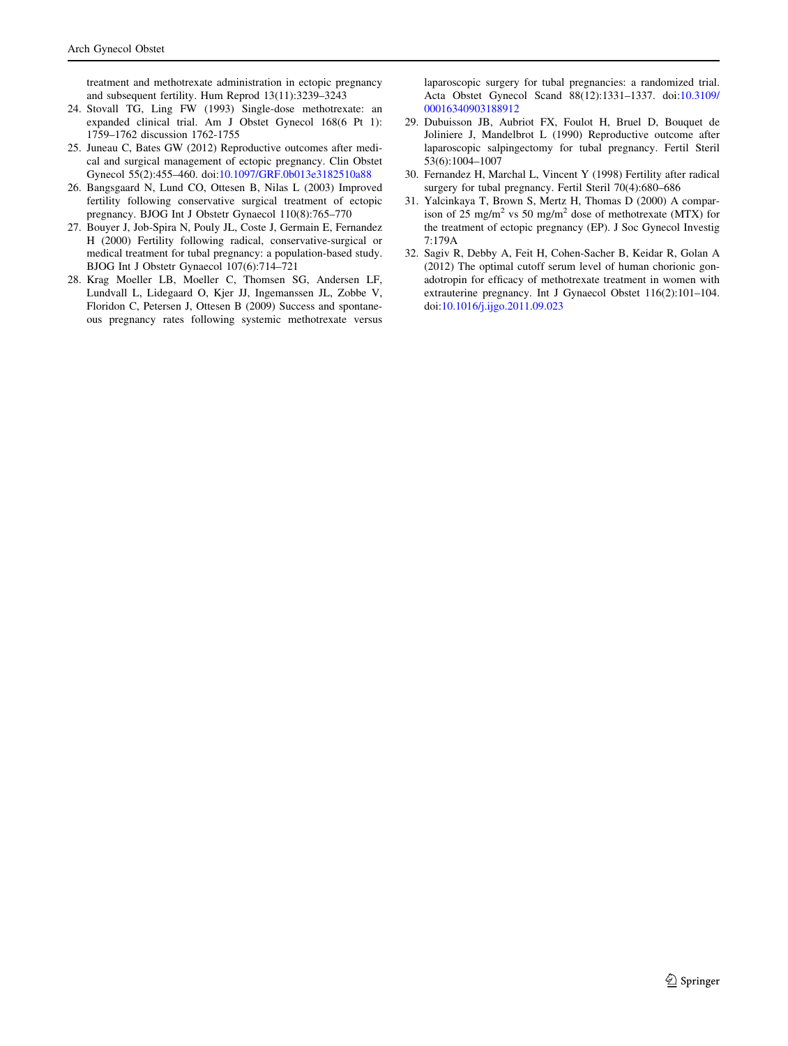treatment and methotrexate administration in ectopic pregnancy and subsequent fertility. Hum Reprod 13(11):3239–3243

24. Stovall TG, Ling FW (1993) Single-dose methotrexate: an expanded clinical trial. Am J Obstet Gynecol 168(6 Pt 1): 1759–1762 discussion 1762-1755
25. Juneau C, Bates GW (2012) Reproductive outcomes after medical and surgical management of ectopic pregnancy. Clin Obstet Gynecol 55(2):455–460. doi:10.1097/GRF.0b013e3182510a88
26. Bangsgaard N, Lund CO, Ottesen B, Nilas L (2003) Improved fertility following conservative surgical treatment of ectopic pregnancy. BJOG Int J Obstetr Gynaecol 110(8):765–770
27. Bouyer J, Job-Spira N, Pouly JL, Coste J, Germain E, Fernandez H (2000) Fertility following radical, conservative-surgical or medical treatment for tubal pregnancy: a population-based study. BJOG Int J Obstetr Gynaecol 107(6):714–721
28. Krag Moeller LB, Moeller C, Thomsen SG, Andersen LF, Lundvall L, Lidegaard O, Kjer JJ, Ingemanssen JL, Zobbe V, Floridon C, Petersen J, Ottesen B (2009) Success and spontaneous pregnancy rates following systemic methotrexate versus laparoscopic surgery for tubal pregnancies: a randomized trial. Acta Obstet Gynecol Scand 88(12):1331–1337. doi:10.3109/00016340903188912
29. Dubuisson JB, Aubriot FX, Foulot H, Bruel D, Bouquet de Joliniere J, Mandelbrot L (1990) Reproductive outcome after laparoscopic salpingectomy for tubal pregnancy. Fertil Steril 53(6):1004–1007
30. Fernandez H, Marchal L, Vincent Y (1998) Fertility after radical surgery for tubal pregnancy. Fertil Steril 70(4):680–686
31. Yalcinkaya T, Brown S, Mertz H, Thomas D (2000) A comparison of 25 $mg/m^2$ vs 50 $mg/m^2$ dose of methotrexate (MTX) for the treatment of ectopic pregnancy (EP). J Soc Gynecol Investig 7:179A
32. Sagiv R, Debby A, Feit H, Cohen-Sacher B, Keidar R, Golan A (2012) The optimal cutoff serum level of human chorionic gonadotropin for efficacy of methotrexate treatment in women with extrauterine pregnancy. Int J Gynaecol Obstet 116(2):101–104. doi:10.1016/j.ijgo.2011.09.023